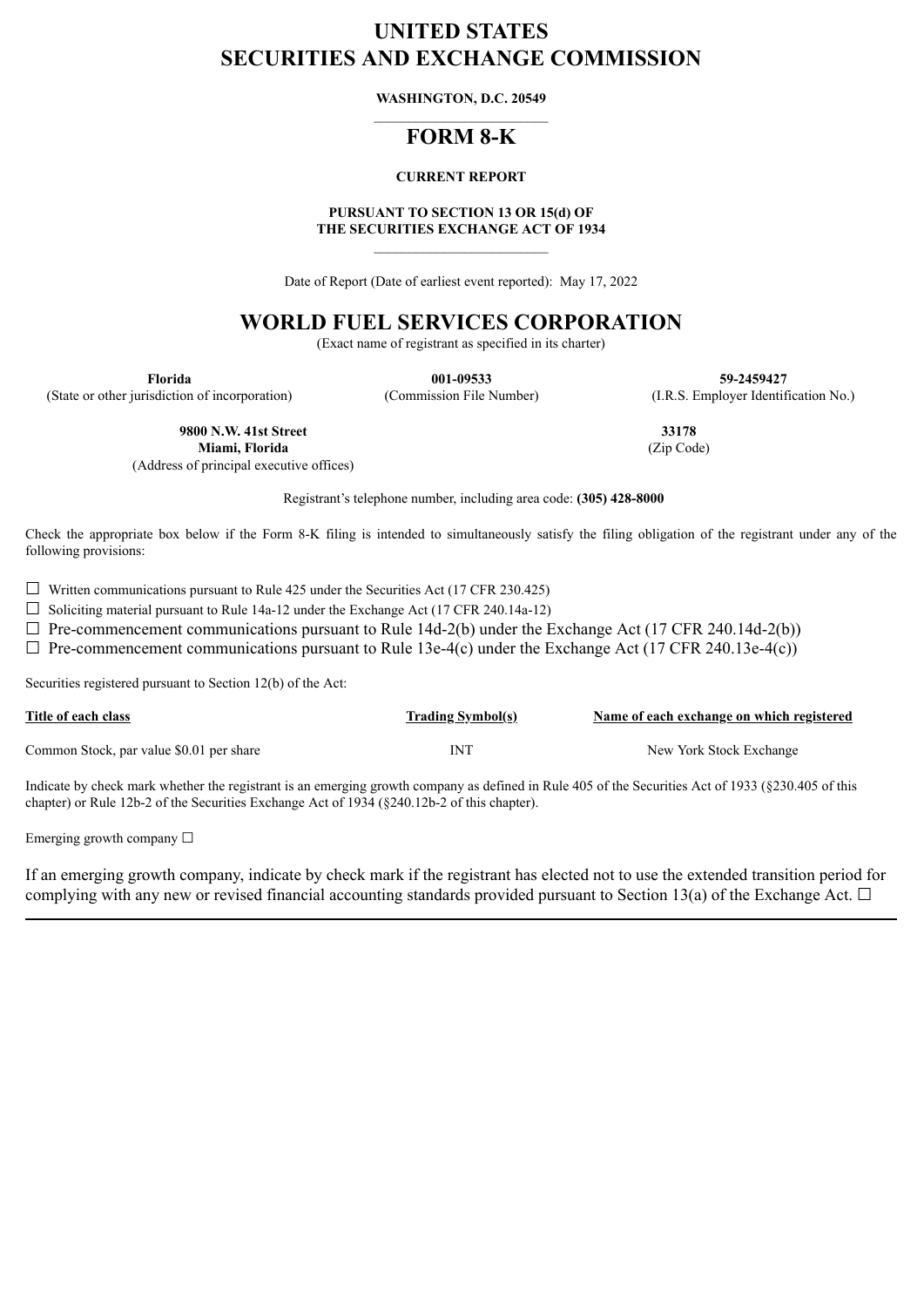# UNITED STATES
# SECURITIES AND EXCHANGE COMMISSION

**WASHINGTON, D.C. 20549**

## FORM 8-K

**CURRENT REPORT**

**PURSUANT TO SECTION 13 OR 15(d) OF THE SECURITIES EXCHANGE ACT OF 1934**

Date of Report (Date of earliest event reported): May 17, 2022

## WORLD FUEL SERVICES CORPORATION

(Exact name of registrant as specified in its charter)

| | | |
|---|---|---|
| **Florida** | **001-09533** | **59-2459427** |
| (State or other jurisdiction of incorporation) | (Commission File Number) | (I.R.S. Employer Identification No.) |

| | |
|---|---|
| **9800 N.W. 41st Street** **Miami, Florida** | **33178** |
| (Address of principal executive offices) | (Zip Code) |

Registrant's telephone number, including area code: **(305) 428-8000**

Check the appropriate box below if the Form 8-K filing is intended to simultaneously satisfy the filing obligation of the registrant under any of the following provisions:

☐ Written communications pursuant to Rule 425 under the Securities Act (17 CFR 230.425)

☐ Soliciting material pursuant to Rule 14a-12 under the Exchange Act (17 CFR 240.14a-12)

☐ Pre-commencement communications pursuant to Rule 14d-2(b) under the Exchange Act (17 CFR 240.14d-2(b))

☐ Pre-commencement communications pursuant to Rule 13e-4(c) under the Exchange Act (17 CFR 240.13e-4(c))

Securities registered pursuant to Section 12(b) of the Act:

| Title of each class | Trading Symbol(s) | Name of each exchange on which registered |
|---|---|---|
| Common Stock, par value $0.01 per share | INT | New York Stock Exchange |

Indicate by check mark whether the registrant is an emerging growth company as defined in Rule 405 of the Securities Act of 1933 (§230.405 of this chapter) or Rule 12b-2 of the Securities Exchange Act of 1934 (§240.12b-2 of this chapter).

Emerging growth company ☐

If an emerging growth company, indicate by check mark if the registrant has elected not to use the extended transition period for complying with any new or revised financial accounting standards provided pursuant to Section 13(a) of the Exchange Act. ☐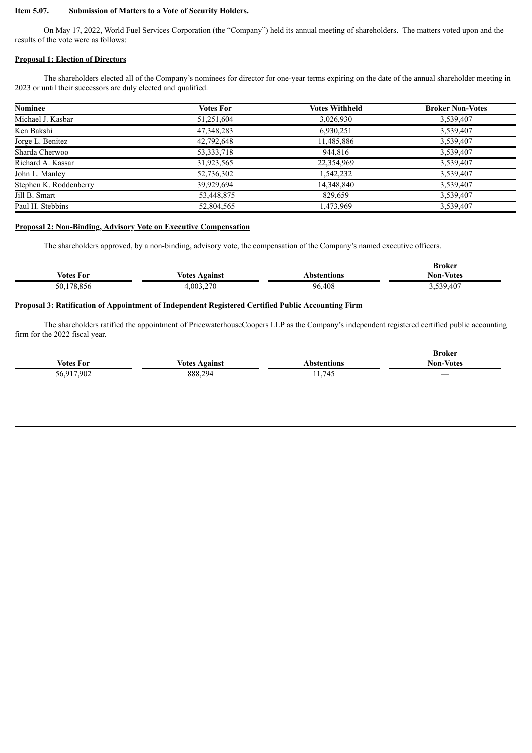**Item 5.07. Submission of Matters to a Vote of Security Holders.**

On May 17, 2022, World Fuel Services Corporation (the "Company") held its annual meeting of shareholders. The matters voted upon and the results of the vote were as follows:

**Proposal 1: Election of Directors**

The shareholders elected all of the Company's nominees for director for one-year terms expiring on the date of the annual shareholder meeting in 2023 or until their successors are duly elected and qualified.

| Nominee | Votes For | Votes Withheld | Broker Non-Votes |
|---|---|---|---|
| Michael J. Kasbar | 51,251,604 | 3,026,930 | 3,539,407 |
| Ken Bakshi | 47,348,283 | 6,930,251 | 3,539,407 |
| Jorge L. Benitez | 42,792,648 | 11,485,886 | 3,539,407 |
| Sharda Cherwoo | 53,333,718 | 944,816 | 3,539,407 |
| Richard A. Kassar | 31,923,565 | 22,354,969 | 3,539,407 |
| John L. Manley | 52,736,302 | 1,542,232 | 3,539,407 |
| Stephen K. Roddenberry | 39,929,694 | 14,348,840 | 3,539,407 |
| Jill B. Smart | 53,448,875 | 829,659 | 3,539,407 |
| Paul H. Stebbins | 52,804,565 | 1,473,969 | 3,539,407 |

**Proposal 2: Non-Binding, Advisory Vote on Executive Compensation**

The shareholders approved, by a non-binding, advisory vote, the compensation of the Company's named executive officers.

| Votes For | Votes Against | Abstentions | Broker Non-Votes |
|---|---|---|---|
| 50,178,856 | 4,003,270 | 96,408 | 3,539,407 |

**Proposal 3: Ratification of Appointment of Independent Registered Certified Public Accounting Firm**

The shareholders ratified the appointment of PricewaterhouseCoopers LLP as the Company's independent registered certified public accounting firm for the 2022 fiscal year.

| Votes For | Votes Against | Abstentions | Broker Non-Votes |
|---|---|---|---|
| 56,917,902 | 888,294 | 11,745 | — |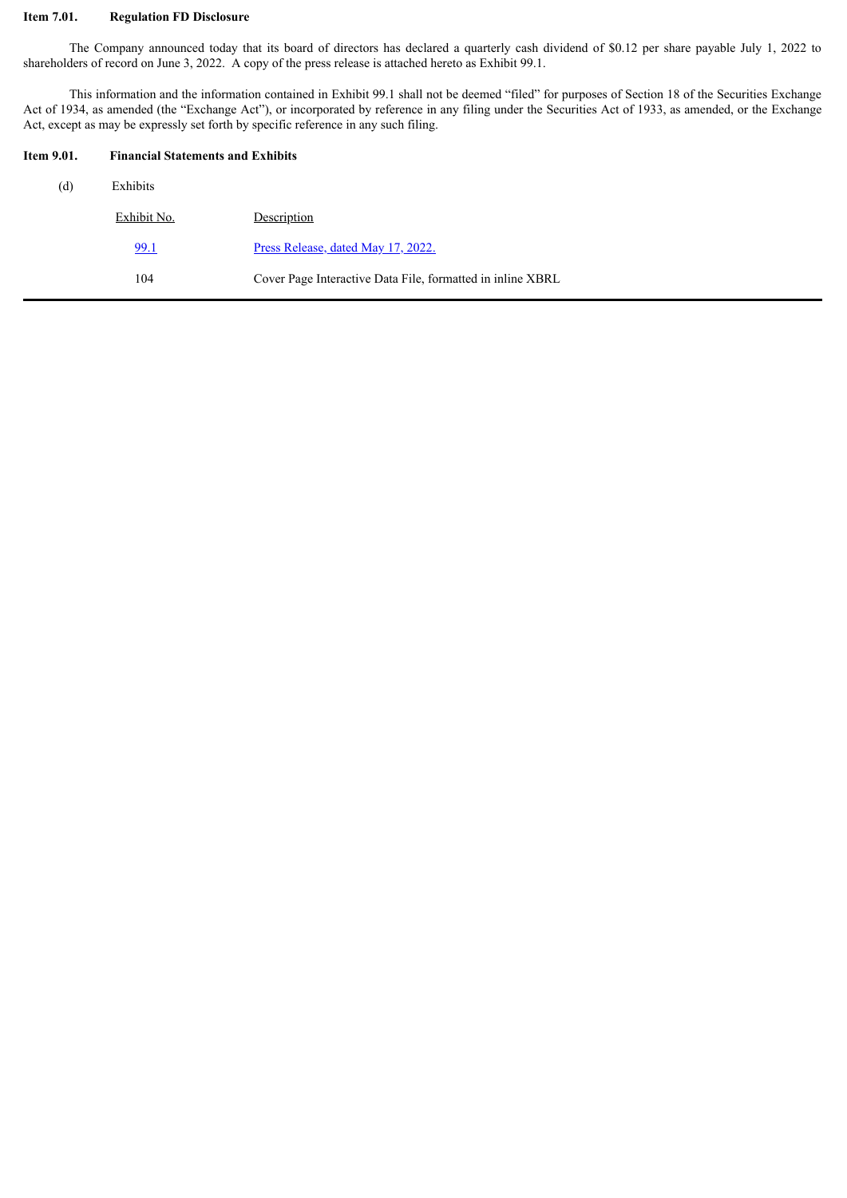**Item 7.01. Regulation FD Disclosure**

The Company announced today that its board of directors has declared a quarterly cash dividend of $0.12 per share payable July 1, 2022 to shareholders of record on June 3, 2022. A copy of the press release is attached hereto as Exhibit 99.1.

This information and the information contained in Exhibit 99.1 shall not be deemed "filed" for purposes of Section 18 of the Securities Exchange Act of 1934, as amended (the "Exchange Act"), or incorporated by reference in any filing under the Securities Act of 1933, as amended, or the Exchange Act, except as may be expressly set forth by specific reference in any such filing.

**Item 9.01. Financial Statements and Exhibits**

(d) Exhibits

| Exhibit No. | Description |
|---|---|
| 99.1 | Press Release, dated May 17, 2022. |
| 104 | Cover Page Interactive Data File, formatted in inline XBRL |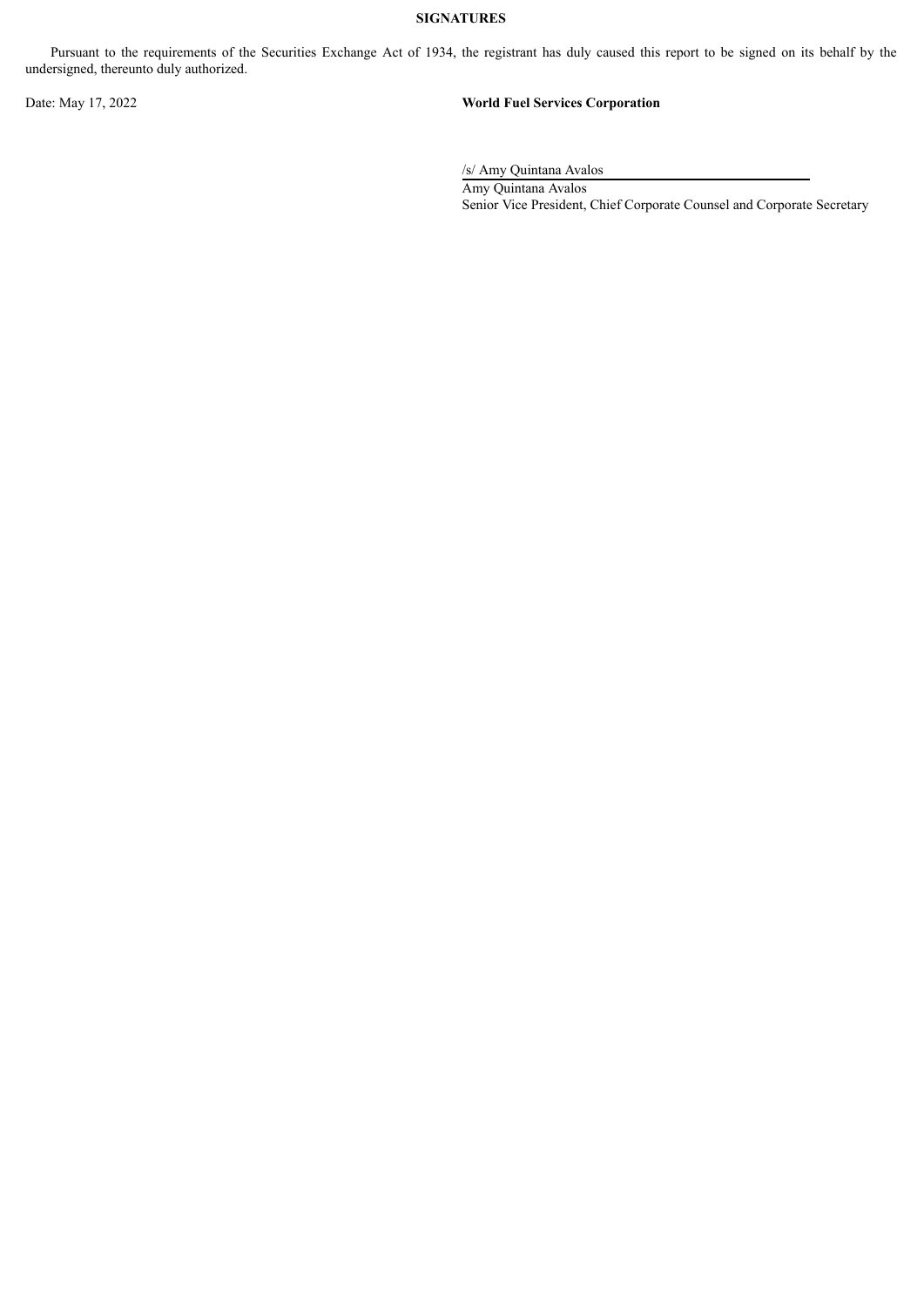**SIGNATURES**

Pursuant to the requirements of the Securities Exchange Act of 1934, the registrant has duly caused this report to be signed on its behalf by the undersigned, thereunto duly authorized.

Date: May 17, 2022

**World Fuel Services Corporation**

/s/ Amy Quintana Avalos

Amy Quintana Avalos

Senior Vice President, Chief Corporate Counsel and Corporate Secretary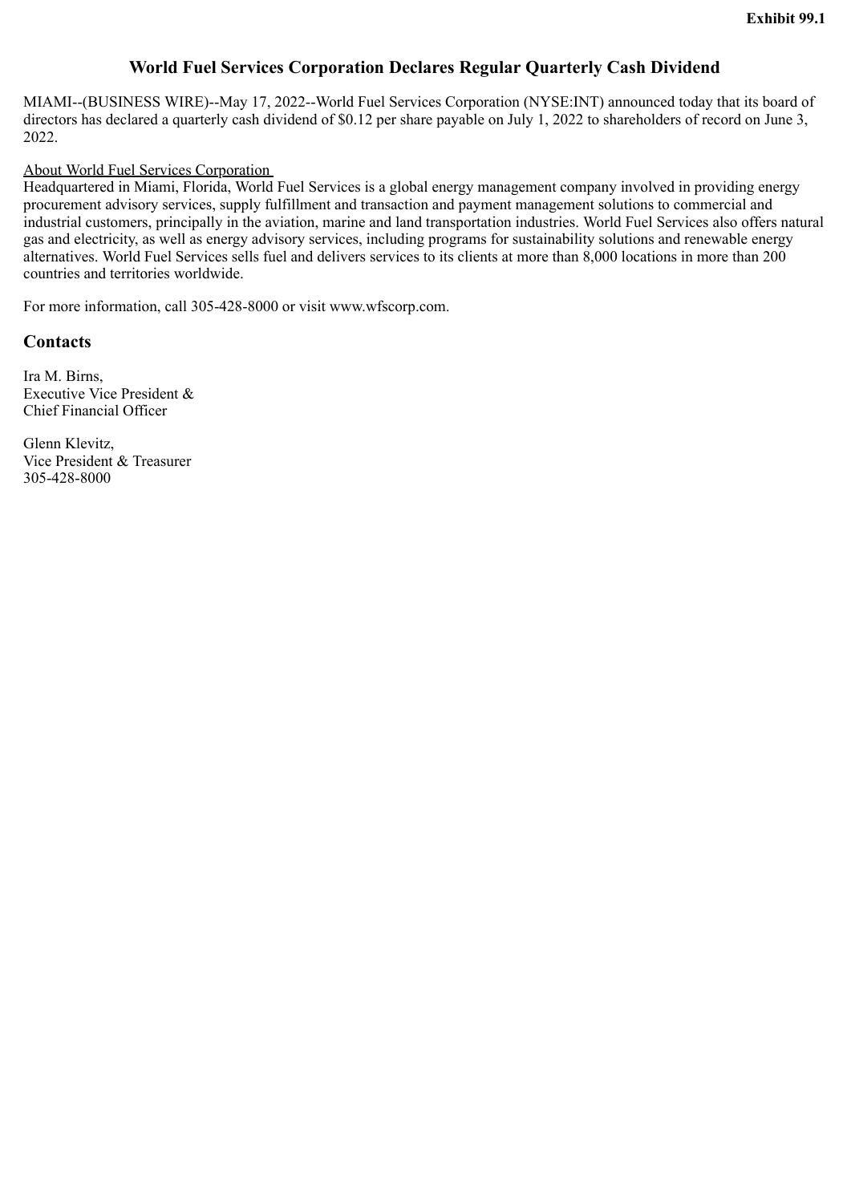Exhibit 99.1

# World Fuel Services Corporation Declares Regular Quarterly Cash Dividend

MIAMI--(BUSINESS WIRE)--May 17, 2022--World Fuel Services Corporation (NYSE:INT) announced today that its board of directors has declared a quarterly cash dividend of $0.12 per share payable on July 1, 2022 to shareholders of record on June 3, 2022.

About World Fuel Services Corporation

Headquartered in Miami, Florida, World Fuel Services is a global energy management company involved in providing energy procurement advisory services, supply fulfillment and transaction and payment management solutions to commercial and industrial customers, principally in the aviation, marine and land transportation industries. World Fuel Services also offers natural gas and electricity, as well as energy advisory services, including programs for sustainability solutions and renewable energy alternatives. World Fuel Services sells fuel and delivers services to its clients at more than 8,000 locations in more than 200 countries and territories worldwide.

For more information, call 305-428-8000 or visit www.wfscorp.com.

## Contacts

Ira M. Birns,
Executive Vice President &
Chief Financial Officer

Glenn Klevitz,
Vice President & Treasurer
305-428-8000